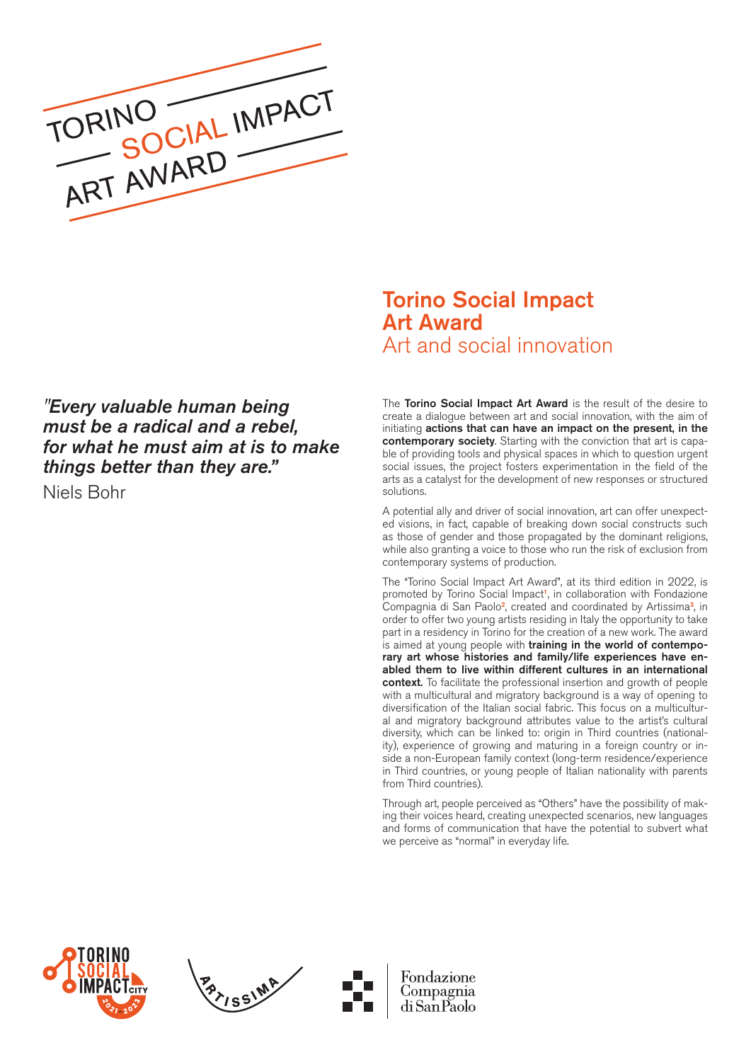TORINO SOCIAL IMPACT ART AWARD

# Torino Social Impact Art Award
## Art and social innovation

*"Every valuable human being must be a radical and a rebel, for what he must aim at is to make things better than they are."*

Niels Bohr

The **Torino Social Impact Art Award** is the result of the desire to create a dialogue between art and social innovation, with the aim of initiating **actions that can have an impact on the present, in the contemporary society**. Starting with the conviction that art is capable of providing tools and physical spaces in which to question urgent social issues, the project fosters experimentation in the field of the arts as a catalyst for the development of new responses or structured solutions.

A potential ally and driver of social innovation, art can offer unexpected visions, in fact, capable of breaking down social constructs such as those of gender and those propagated by the dominant religions, while also granting a voice to those who run the risk of exclusion from contemporary systems of production.

The "Torino Social Impact Art Award", at its third edition in 2022, is promoted by Torino Social Impact[1], in collaboration with Fondazione Compagnia di San Paolo[2], created and coordinated by Artissima[3], in order to offer two young artists residing in Italy the opportunity to take part in a residency in Torino for the creation of a new work. The award is aimed at young people with **training in the world of contemporary art whose histories and family/life experiences have enabled them to live within different cultures in an international context.** To facilitate the professional insertion and growth of people with a multicultural and migratory background is a way of opening to diversification of the Italian social fabric. This focus on a multicultural and migratory background attributes value to the artist's cultural diversity, which can be linked to: origin in Third countries (nationality), experience of growing and maturing in a foreign country or inside a non-European family context (long-term residence/experience in Third countries, or young people of Italian nationality with parents from Third countries).

Through art, people perceived as "Others" have the possibility of making their voices heard, creating unexpected scenarios, new languages and forms of communication that have the potential to subvert what we perceive as "normal" in everyday life.

TORINO SOCIAL IMPACT CITY 2021-2023 · ARTISSIMA · Fondazione Compagnia di San Paolo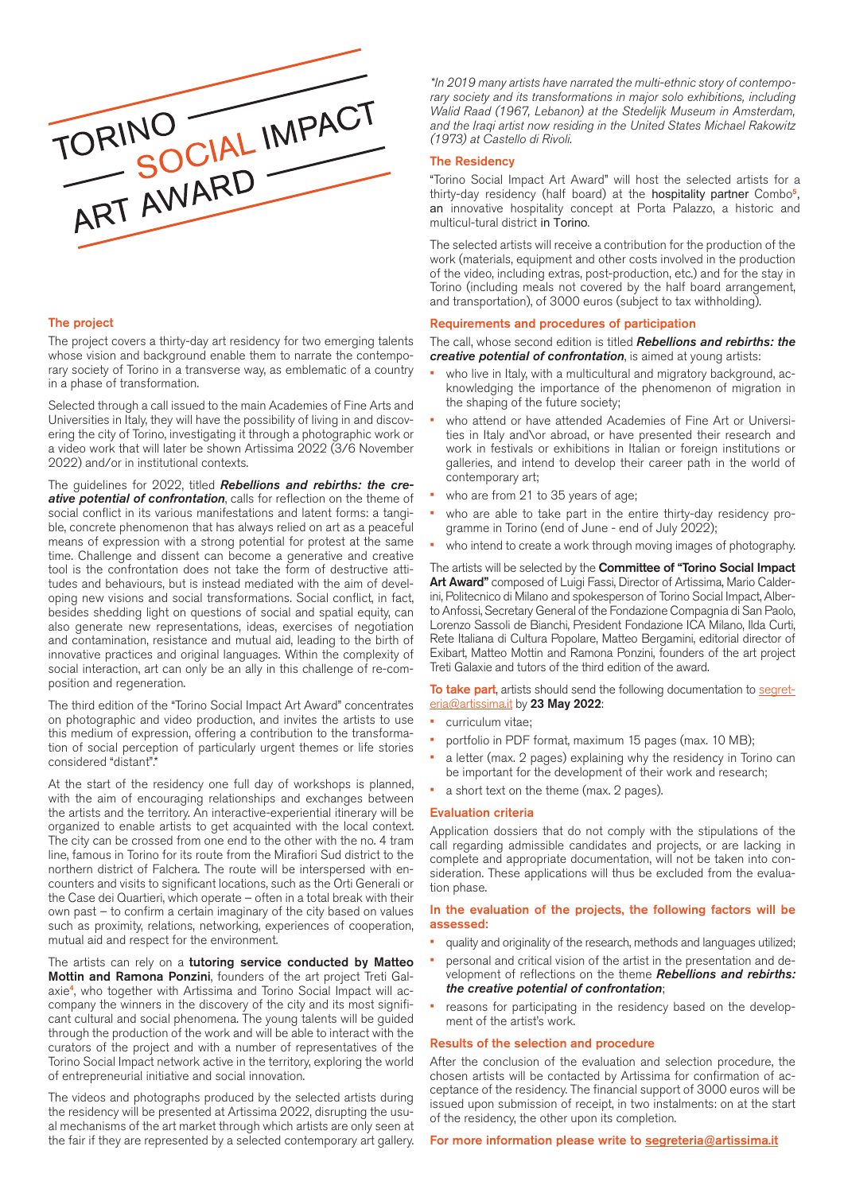# TORINO SOCIAL IMPACT ART AWARD

## The project

The project covers a thirty-day art residency for two emerging talents whose vision and background enable them to narrate the contemporary society of Torino in a transverse way, as emblematic of a country in a phase of transformation.

Selected through a call issued to the main Academies of Fine Arts and Universities in Italy, they will have the possibility of living in and discovering the city of Torino, investigating it through a photographic work or a video work that will later be shown Artissima 2022 (3/6 November 2022) and/or in institutional contexts.

The guidelines for 2022, titled ***Rebellions and rebirths: the creative potential of confrontation***, calls for reflection on the theme of social conflict in its various manifestations and latent forms: a tangible, concrete phenomenon that has always relied on art as a peaceful means of expression with a strong potential for protest at the same time. Challenge and dissent can become a generative and creative tool is the confrontation does not take the form of destructive attitudes and behaviours, but is instead mediated with the aim of developing new visions and social transformations. Social conflict, in fact, besides shedding light on questions of social and spatial equity, can also generate new representations, ideas, exercises of negotiation and contamination, resistance and mutual aid, leading to the birth of innovative practices and original languages. Within the complexity of social interaction, art can only be an ally in this challenge of re-composition and regeneration.

The third edition of the "Torino Social Impact Art Award" concentrates on photographic and video production, and invites the artists to use this medium of expression, offering a contribution to the transformation of social perception of particularly urgent themes or life stories considered "distant".*

At the start of the residency one full day of workshops is planned, with the aim of encouraging relationships and exchanges between the artists and the territory. An interactive-experiential itinerary will be organized to enable artists to get acquainted with the local context. The city can be crossed from one end to the other with the no. 4 tram line, famous in Torino for its route from the Mirafiori Sud district to the northern district of Falchera. The route will be interspersed with encounters and visits to significant locations, such as the Orti Generali or the Case dei Quartieri, which operate – often in a total break with their own past – to confirm a certain imaginary of the city based on values such as proximity, relations, networking, experiences of cooperation, mutual aid and respect for the environment.

The artists can rely on a **tutoring service conducted by Matteo Mottin and Ramona Ponzini**, founders of the art project Treti Galaxie[4], who together with Artissima and Torino Social Impact will accompany the winners in the discovery of the city and its most significant cultural and social phenomena. The young talents will be guided through the production of the work and will be able to interact with the curators of the project and with a number of representatives of the Torino Social Impact network active in the territory, exploring the world of entrepreneurial initiative and social innovation.

The videos and photographs produced by the selected artists during the residency will be presented at Artissima 2022, disrupting the usual mechanisms of the art market through which artists are only seen at the fair if they are represented by a selected contemporary art gallery.

*\*In 2019 many artists have narrated the multi-ethnic story of contemporary society and its transformations in major solo exhibitions, including Walid Raad (1967, Lebanon) at the Stedelijk Museum in Amsterdam, and the Iraqi artist now residing in the United States Michael Rakowitz (1973) at Castello di Rivoli.*

## The Residency

"Torino Social Impact Art Award" will host the selected artists for a thirty-day residency (half board) at the hospitality partner Combo[5], an innovative hospitality concept at Porta Palazzo, a historic and multicul-tural district in Torino.

The selected artists will receive a contribution for the production of the work (materials, equipment and other costs involved in the production of the video, including extras, post-production, etc.) and for the stay in Torino (including meals not covered by the half board arrangement, and transportation), of 3000 euros (subject to tax withholding).

## Requirements and procedures of participation

The call, whose second edition is titled ***Rebellions and rebirths: the creative potential of confrontation***, is aimed at young artists:

- who live in Italy, with a multicultural and migratory background, acknowledging the importance of the phenomenon of migration in the shaping of the future society;
- who attend or have attended Academies of Fine Art or Universities in Italy and\or abroad, or have presented their research and work in festivals or exhibitions in Italian or foreign institutions or galleries, and intend to develop their career path in the world of contemporary art;
- who are from 21 to 35 years of age;
- who are able to take part in the entire thirty-day residency programme in Torino (end of June - end of July 2022);
- who intend to create a work through moving images of photography.

The artists will be selected by the **Committee of "Torino Social Impact Art Award"** composed of Luigi Fassi, Director of Artissima, Mario Calderini, Politecnico di Milano and spokesperson of Torino Social Impact, Alberto Anfossi, Secretary General of the Fondazione Compagnia di San Paolo, Lorenzo Sassoli de Bianchi, President Fondazione ICA Milano, Ilda Curti, Rete Italiana di Cultura Popolare, Matteo Bergamini, editorial director of Exibart, Matteo Mottin and Ramona Ponzini, founders of the art project Treti Galaxie and tutors of the third edition of the award.

**To take part**, artists should send the following documentation to segreteria@artissima.it by **23 May 2022**:

- curriculum vitae;
- portfolio in PDF format, maximum 15 pages (max. 10 MB);
- a letter (max. 2 pages) explaining why the residency in Torino can be important for the development of their work and research;
- a short text on the theme (max. 2 pages).

## Evaluation criteria

Application dossiers that do not comply with the stipulations of the call regarding admissible candidates and projects, or are lacking in complete and appropriate documentation, will not be taken into consideration. These applications will thus be excluded from the evaluation phase.

### In the evaluation of the projects, the following factors will be assessed:

- quality and originality of the research, methods and languages utilized;
- personal and critical vision of the artist in the presentation and development of reflections on the theme ***Rebellions and rebirths: the creative potential of confrontation***;
- reasons for participating in the residency based on the development of the artist's work.

## Results of the selection and procedure

After the conclusion of the evaluation and selection procedure, the chosen artists will be contacted by Artissima for confirmation of acceptance of the residency. The financial support of 3000 euros will be issued upon submission of receipt, in two instalments: on at the start of the residency, the other upon its completion.

**For more information please write to segreteria@artissima.it**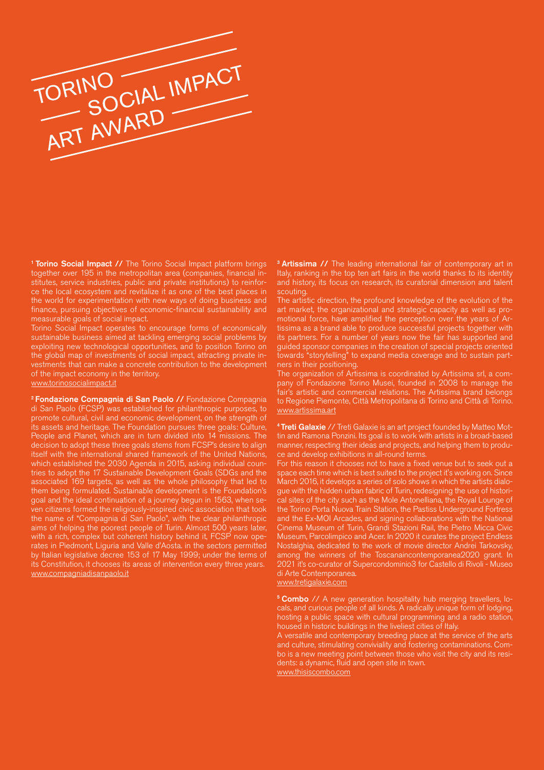# TORINO SOCIAL IMPACT ART AWARD

[1] **Torino Social Impact //** The Torino Social Impact platform brings together over 195 in the metropolitan area (companies, financial institutes, service industries, public and private institutions) to reinforce the local ecosystem and revitalize it as one of the best places in the world for experimentation with new ways of doing business and finance, pursuing objectives of economic-financial sustainability and measurable goals of social impact.
Torino Social Impact operates to encourage forms of economically sustainable business aimed at tackling emerging social problems by exploiting new technological opportunities, and to position Torino on the global map of investments of social impact, attracting private investments that can make a concrete contribution to the development of the impact economy in the territory.
www.torinosocialimpact.it

[2] **Fondazione Compagnia di San Paolo //** Fondazione Compagnia di San Paolo (FCSP) was established for philanthropic purposes, to promote cultural, civil and economic development, on the strength of its assets and heritage. The Foundation pursues three goals: Culture, People and Planet, which are in turn divided into 14 missions. The decision to adopt these three goals stems from FCSP's desire to align itself with the international shared framework of the United Nations, which established the 2030 Agenda in 2015, asking individual countries to adopt the 17 Sustainable Development Goals (SDGs and the associated 169 targets, as well as the whole philosophy that led to them being formulated. Sustainable development is the Foundation's goal and the ideal continuation of a journey begun in 1563, when seven citizens formed the religiously-inspired civic association that took the name of "Compagnia di San Paolo", with the clear philanthropic aims of helping the poorest people of Turin. Almost 500 years later, with a rich, complex but coherent history behind it, FCSP now operates in Piedmont, Liguria and Valle d'Aosta. in the sectors permitted by Italian legislative decree 153 of 17 May 1999; under the terms of its Constitution, it chooses its areas of intervention every three years.
www.compagniadisanpaolo.it

[3] **Artissima //** The leading international fair of contemporary art in Italy, ranking in the top ten art fairs in the world thanks to its identity and history, its focus on research, its curatorial dimension and talent scouting.
The artistic direction, the profound knowledge of the evolution of the art market, the organizational and strategic capacity as well as promotional force, have amplified the perception over the years of Artissima as a brand able to produce successful projects together with its partners. For a number of years now the fair has supported and guided sponsor companies in the creation of special projects oriented towards "storytelling" to expand media coverage and to sustain partners in their positioning.
The organization of Artissima is coordinated by Artissima srl, a company of Fondazione Torino Musei, founded in 2008 to manage the fair's artistic and commercial relations. The Artissima brand belongs to Regione Piemonte, Città Metropolitana di Torino and Città di Torino.
www.artissima.art

[4] **Treti Galaxie //** Treti Galaxie is an art project founded by Matteo Mottin and Ramona Ponzini. Its goal is to work with artists in a broad-based manner, respecting their ideas and projects, and helping them to produce and develop exhibitions in all-round terms.
For this reason it chooses not to have a fixed venue but to seek out a space each time which is best suited to the project it's working on. Since March 2016, it develops a series of solo shows in which the artists dialogue with the hidden urban fabric of Turin, redesigning the use of historical sites of the city such as the Mole Antonelliana, the Royal Lounge of the Torino Porta Nuova Train Station, the Pastiss Underground Fortress and the Ex-MOI Arcades, and signing collaborations with the National Cinema Museum of Turin, Grandi Stazioni Rail, the Pietro Micca Civic Museum, Parcolimpico and Acer. In 2020 it curates the project Endless Nostalghia, dedicated to the work of movie director Andrei Tarkovsky, among the winners of the Toscanaincontemporanea2020 grant. In 2021 it's co-curator of Supercondominio3 for Castello di Rivoli - Museo di Arte Contemporanea.
www.tretigalaxie.com

[5] **Combo //** A new generation hospitality hub merging travellers, locals, and curious people of all kinds. A radically unique form of lodging, hosting a public space with cultural programming and a radio station, housed in historic buildings in the liveliest cities of Italy.
A versatile and contemporary breeding place at the service of the arts and culture, stimulating conviviality and fostering contaminations. Combo is a new meeting point between those who visit the city and its residents: a dynamic, fluid and open site in town.
www.thisiscombo.com